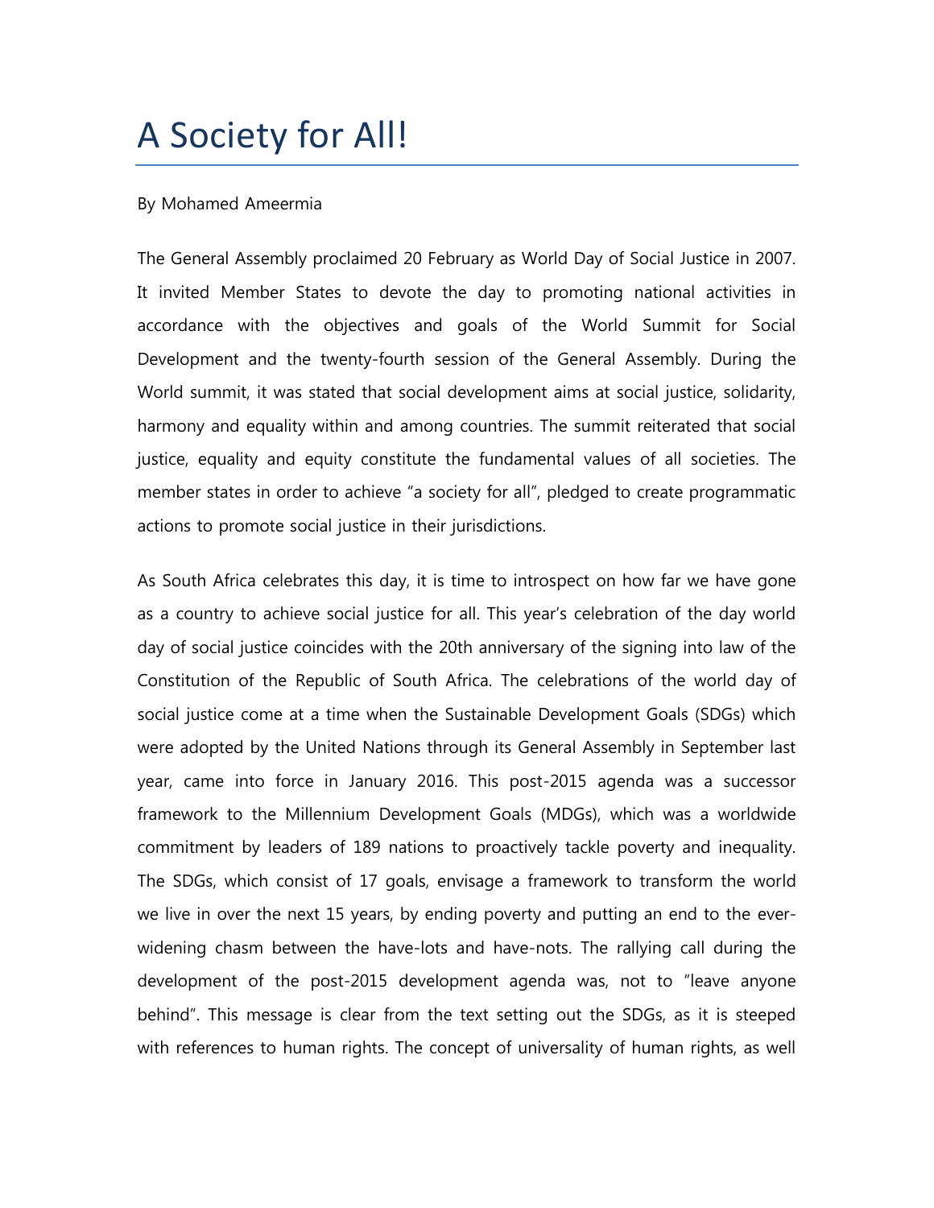# A Society for All!

By Mohamed Ameermia

The General Assembly proclaimed 20 February as World Day of Social Justice in 2007. It invited Member States to devote the day to promoting national activities in accordance with the objectives and goals of the World Summit for Social Development and the twenty-fourth session of the General Assembly. During the World summit, it was stated that social development aims at social justice, solidarity, harmony and equality within and among countries. The summit reiterated that social justice, equality and equity constitute the fundamental values of all societies. The member states in order to achieve "a society for all", pledged to create programmatic actions to promote social justice in their jurisdictions.

As South Africa celebrates this day, it is time to introspect on how far we have gone as a country to achieve social justice for all. This year's celebration of the day world day of social justice coincides with the 20th anniversary of the signing into law of the Constitution of the Republic of South Africa. The celebrations of the world day of social justice come at a time when the Sustainable Development Goals (SDGs) which were adopted by the United Nations through its General Assembly in September last year, came into force in January 2016. This post-2015 agenda was a successor framework to the Millennium Development Goals (MDGs), which was a worldwide commitment by leaders of 189 nations to proactively tackle poverty and inequality. The SDGs, which consist of 17 goals, envisage a framework to transform the world we live in over the next 15 years, by ending poverty and putting an end to the ever-widening chasm between the have-lots and have-nots. The rallying call during the development of the post-2015 development agenda was, not to "leave anyone behind". This message is clear from the text setting out the SDGs, as it is steeped with references to human rights. The concept of universality of human rights, as well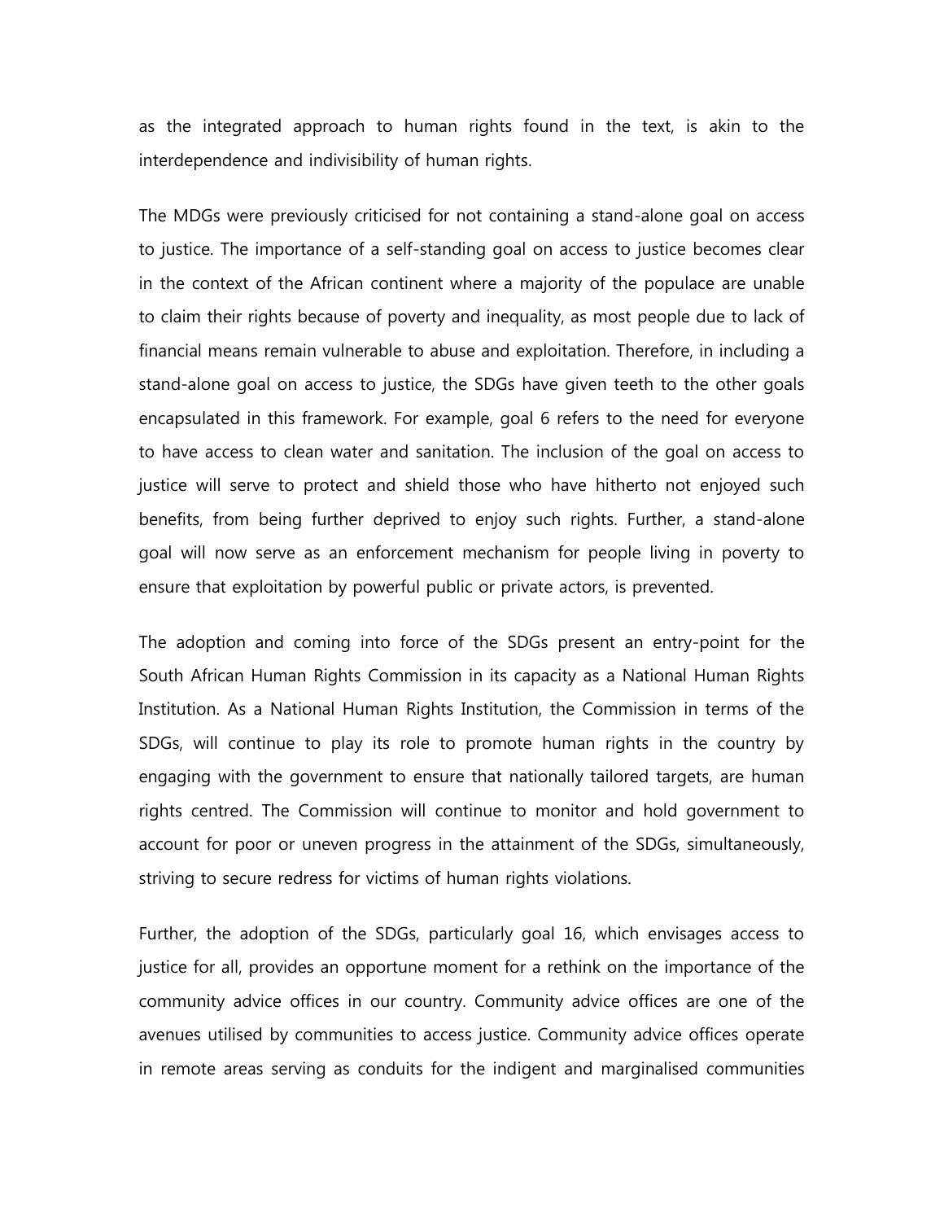as the integrated approach to human rights found in the text, is akin to the interdependence and indivisibility of human rights.

The MDGs were previously criticised for not containing a stand-alone goal on access to justice. The importance of a self-standing goal on access to justice becomes clear in the context of the African continent where a majority of the populace are unable to claim their rights because of poverty and inequality, as most people due to lack of financial means remain vulnerable to abuse and exploitation. Therefore, in including a stand-alone goal on access to justice, the SDGs have given teeth to the other goals encapsulated in this framework. For example, goal 6 refers to the need for everyone to have access to clean water and sanitation. The inclusion of the goal on access to justice will serve to protect and shield those who have hitherto not enjoyed such benefits, from being further deprived to enjoy such rights. Further, a stand-alone goal will now serve as an enforcement mechanism for people living in poverty to ensure that exploitation by powerful public or private actors, is prevented.

The adoption and coming into force of the SDGs present an entry-point for the South African Human Rights Commission in its capacity as a National Human Rights Institution. As a National Human Rights Institution, the Commission in terms of the SDGs, will continue to play its role to promote human rights in the country by engaging with the government to ensure that nationally tailored targets, are human rights centred. The Commission will continue to monitor and hold government to account for poor or uneven progress in the attainment of the SDGs, simultaneously, striving to secure redress for victims of human rights violations.

Further, the adoption of the SDGs, particularly goal 16, which envisages access to justice for all, provides an opportune moment for a rethink on the importance of the community advice offices in our country. Community advice offices are one of the avenues utilised by communities to access justice. Community advice offices operate in remote areas serving as conduits for the indigent and marginalised communities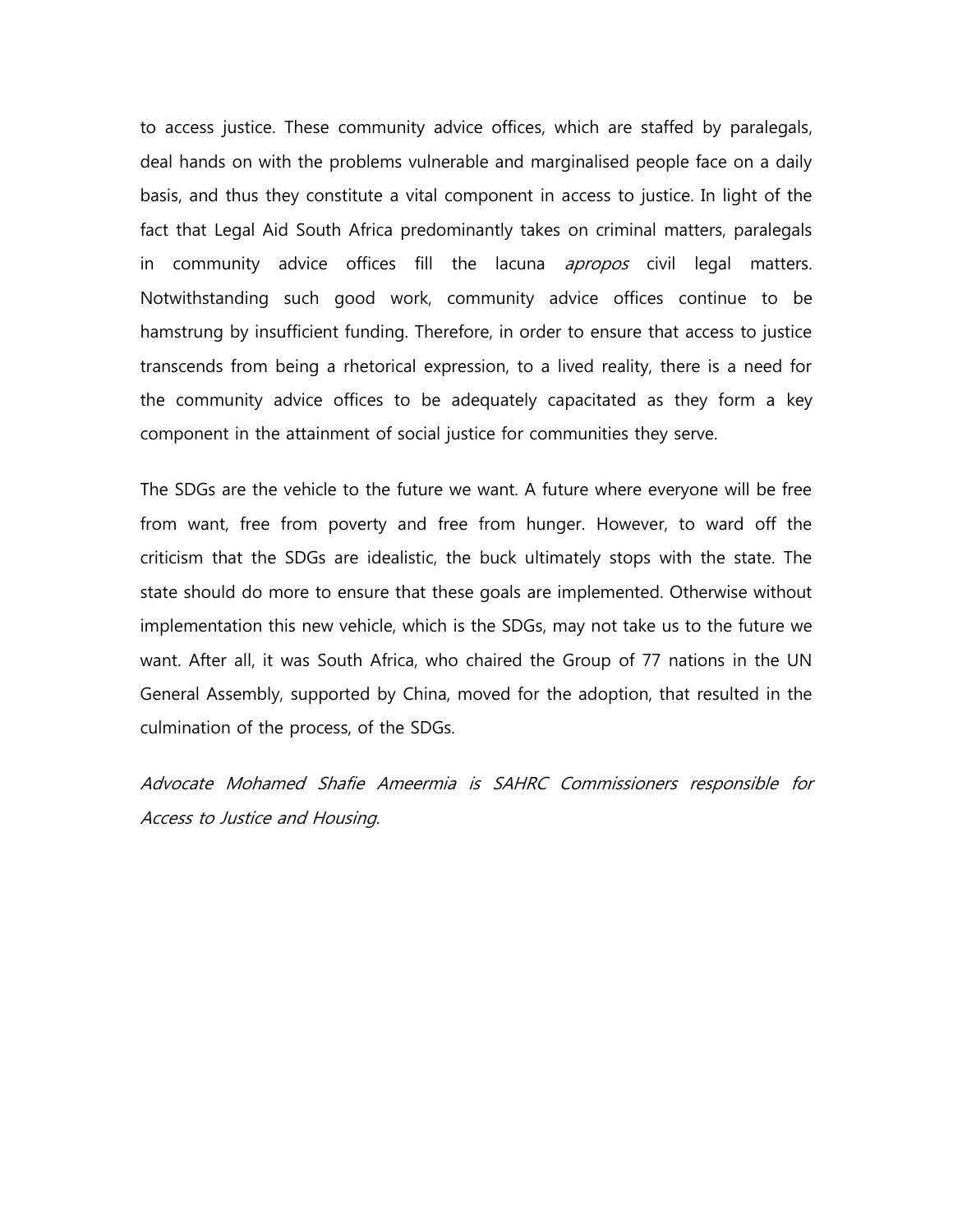to access justice. These community advice offices, which are staffed by paralegals, deal hands on with the problems vulnerable and marginalised people face on a daily basis, and thus they constitute a vital component in access to justice. In light of the fact that Legal Aid South Africa predominantly takes on criminal matters, paralegals in community advice offices fill the lacuna *apropos* civil legal matters. Notwithstanding such good work, community advice offices continue to be hamstrung by insufficient funding. Therefore, in order to ensure that access to justice transcends from being a rhetorical expression, to a lived reality, there is a need for the community advice offices to be adequately capacitated as they form a key component in the attainment of social justice for communities they serve.

The SDGs are the vehicle to the future we want. A future where everyone will be free from want, free from poverty and free from hunger. However, to ward off the criticism that the SDGs are idealistic, the buck ultimately stops with the state. The state should do more to ensure that these goals are implemented. Otherwise without implementation this new vehicle, which is the SDGs, may not take us to the future we want. After all, it was South Africa, who chaired the Group of 77 nations in the UN General Assembly, supported by China, moved for the adoption, that resulted in the culmination of the process, of the SDGs.

*Advocate Mohamed Shafie Ameermia is SAHRC Commissioners responsible for Access to Justice and Housing.*